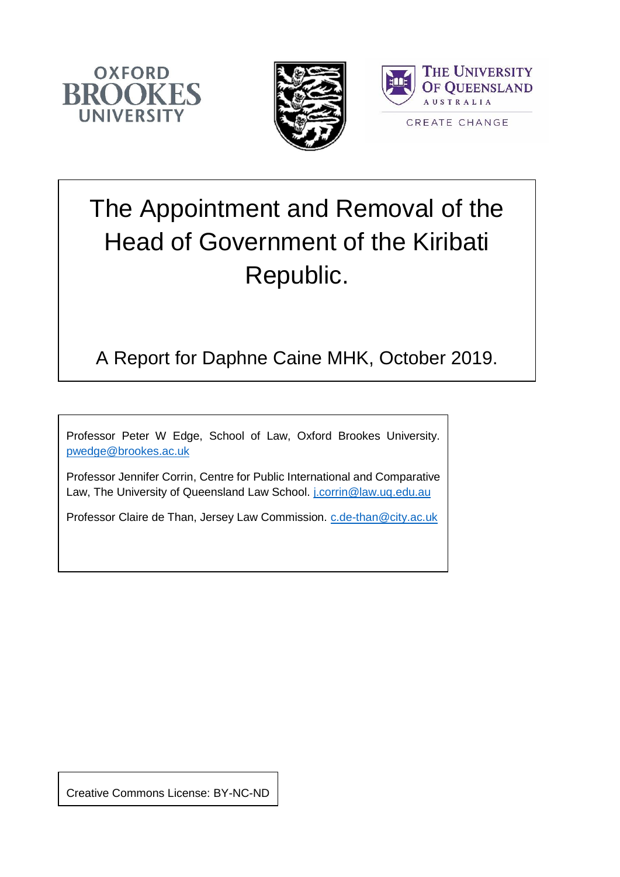# The Appointment and Removal of the Head of Government of the Kiribati Republic.

A Report for Daphne Caine MHK, October 2019.

Professor Peter W Edge, School of Law, Oxford Brookes University. pwedge@brookes.ac.uk

Professor Jennifer Corrin, Centre for Public International and Comparative Law, The University of Queensland Law School. j.corrin@law.uq.edu.au

Professor Claire de Than, Jersey Law Commission. c.de-than@city.ac.uk

Creative Commons License: BY-NC-ND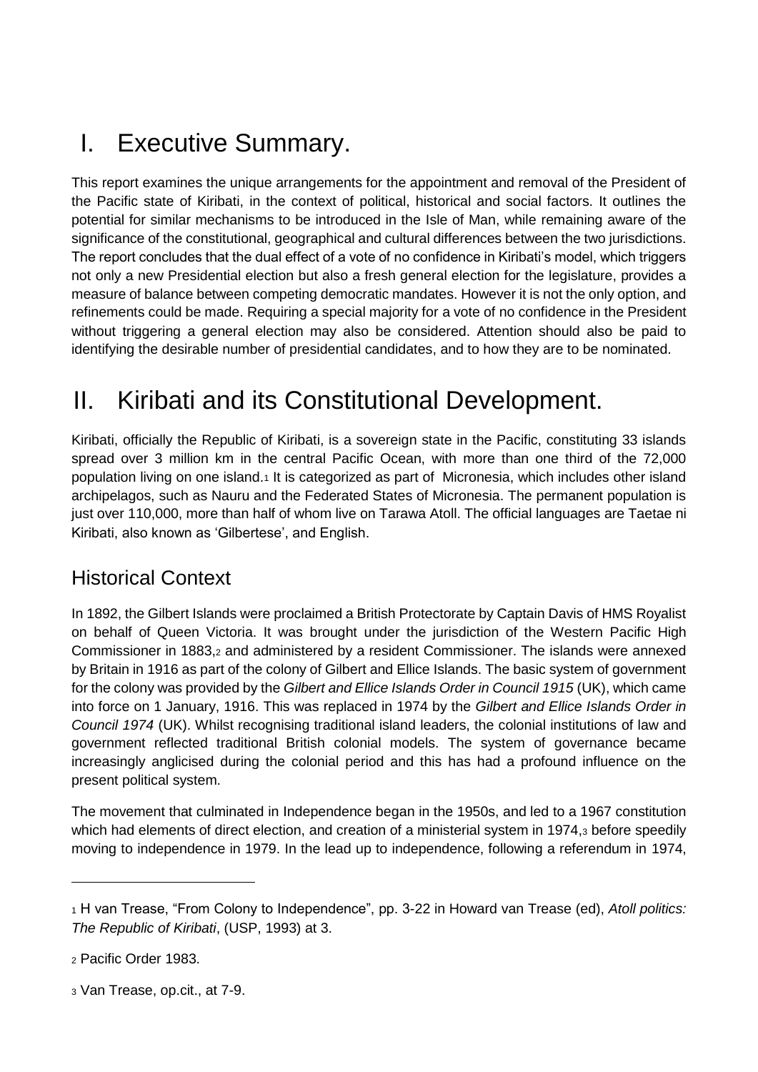# I. Executive Summary.

This report examines the unique arrangements for the appointment and removal of the President of the Pacific state of Kiribati, in the context of political, historical and social factors. It outlines the potential for similar mechanisms to be introduced in the Isle of Man, while remaining aware of the significance of the constitutional, geographical and cultural differences between the two jurisdictions. The report concludes that the dual effect of a vote of no confidence in Kiribati's model, which triggers not only a new Presidential election but also a fresh general election for the legislature, provides a measure of balance between competing democratic mandates. However it is not the only option, and refinements could be made. Requiring a special majority for a vote of no confidence in the President without triggering a general election may also be considered. Attention should also be paid to identifying the desirable number of presidential candidates, and to how they are to be nominated.

# II. Kiribati and its Constitutional Development.

Kiribati, officially the Republic of Kiribati, is a sovereign state in the Pacific, constituting 33 islands spread over 3 million km in the central Pacific Ocean, with more than one third of the 72,000 population living on one island.[1] It is categorized as part of Micronesia, which includes other island archipelagos, such as Nauru and the Federated States of Micronesia. The permanent population is just over 110,000, more than half of whom live on Tarawa Atoll. The official languages are Taetae ni Kiribati, also known as 'Gilbertese', and English.

## Historical Context

In 1892, the Gilbert Islands were proclaimed a British Protectorate by Captain Davis of HMS Royalist on behalf of Queen Victoria. It was brought under the jurisdiction of the Western Pacific High Commissioner in 1883,[2] and administered by a resident Commissioner. The islands were annexed by Britain in 1916 as part of the colony of Gilbert and Ellice Islands. The basic system of government for the colony was provided by the *Gilbert and Ellice Islands Order in Council 1915* (UK), which came into force on 1 January, 1916. This was replaced in 1974 by the *Gilbert and Ellice Islands Order in Council 1974* (UK). Whilst recognising traditional island leaders, the colonial institutions of law and government reflected traditional British colonial models. The system of governance became increasingly anglicised during the colonial period and this has had a profound influence on the present political system.

The movement that culminated in Independence began in the 1950s, and led to a 1967 constitution which had elements of direct election, and creation of a ministerial system in 1974,[3] before speedily moving to independence in 1979. In the lead up to independence, following a referendum in 1974,

---

[1] H van Trease, "From Colony to Independence", pp. 3-22 in Howard van Trease (ed), *Atoll politics: The Republic of Kiribati*, (USP, 1993) at 3.

[2] Pacific Order 1983.

[3] Van Trease, op.cit., at 7-9.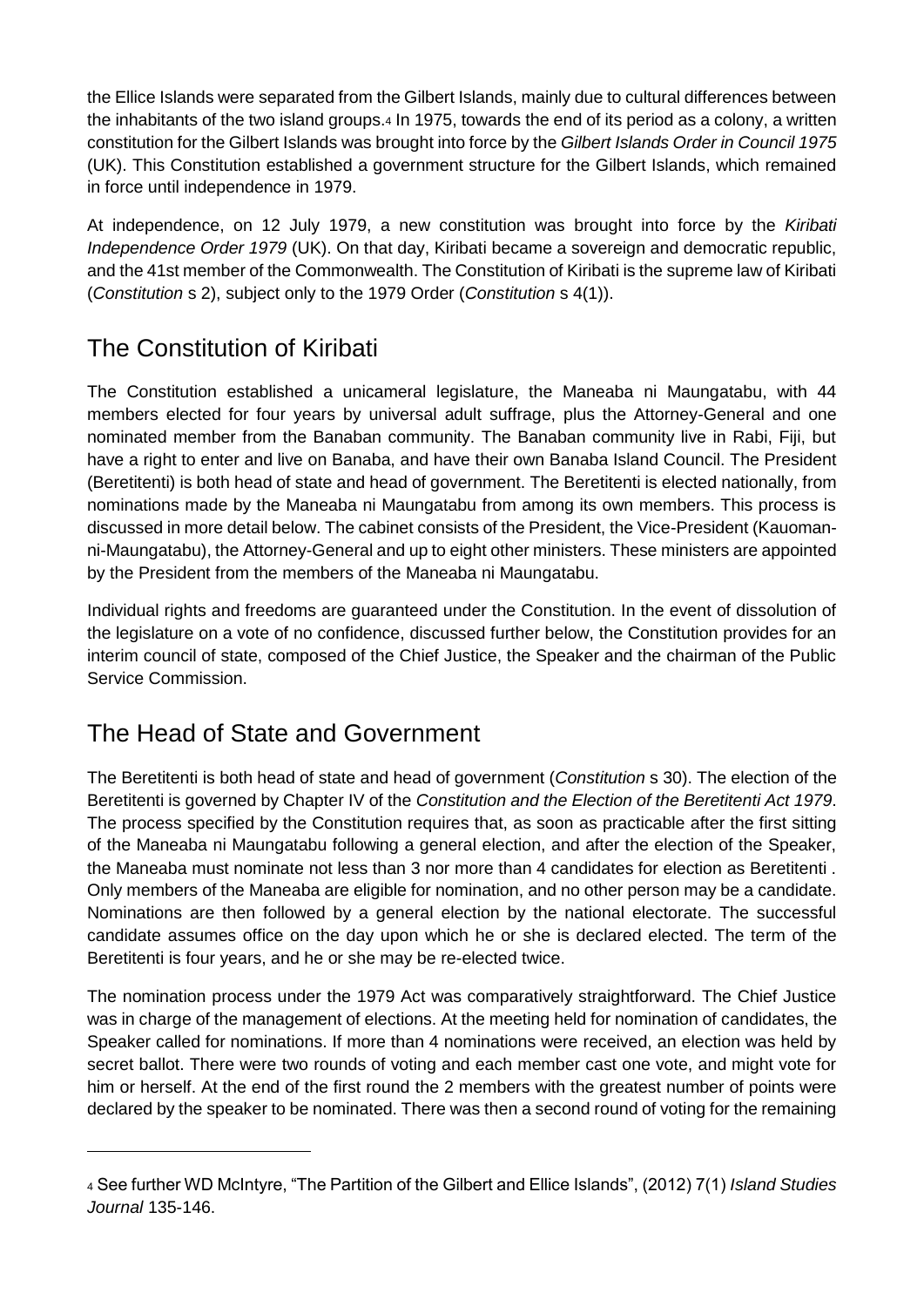the Ellice Islands were separated from the Gilbert Islands, mainly due to cultural differences between the inhabitants of the two island groups.[4] In 1975, towards the end of its period as a colony, a written constitution for the Gilbert Islands was brought into force by the *Gilbert Islands Order in Council 1975* (UK). This Constitution established a government structure for the Gilbert Islands, which remained in force until independence in 1979.

At independence, on 12 July 1979, a new constitution was brought into force by the *Kiribati Independence Order 1979* (UK). On that day, Kiribati became a sovereign and democratic republic, and the 41st member of the Commonwealth. The Constitution of Kiribati is the supreme law of Kiribati (*Constitution* s 2), subject only to the 1979 Order (*Constitution* s 4(1)).

## The Constitution of Kiribati

The Constitution established a unicameral legislature, the Maneaba ni Maungatabu, with 44 members elected for four years by universal adult suffrage, plus the Attorney-General and one nominated member from the Banaban community. The Banaban community live in Rabi, Fiji, but have a right to enter and live on Banaba, and have their own Banaba Island Council. The President (Beretitenti) is both head of state and head of government. The Beretitenti is elected nationally, from nominations made by the Maneaba ni Maungatabu from among its own members. This process is discussed in more detail below. The cabinet consists of the President, the Vice-President (Kauoman-ni-Maungatabu), the Attorney-General and up to eight other ministers. These ministers are appointed by the President from the members of the Maneaba ni Maungatabu.

Individual rights and freedoms are guaranteed under the Constitution. In the event of dissolution of the legislature on a vote of no confidence, discussed further below, the Constitution provides for an interim council of state, composed of the Chief Justice, the Speaker and the chairman of the Public Service Commission.

## The Head of State and Government

The Beretitenti is both head of state and head of government (*Constitution* s 30). The election of the Beretitenti is governed by Chapter IV of the *Constitution and the Election of the Beretitenti Act 1979*. The process specified by the Constitution requires that, as soon as practicable after the first sitting of the Maneaba ni Maungatabu following a general election, and after the election of the Speaker, the Maneaba must nominate not less than 3 nor more than 4 candidates for election as Beretitenti . Only members of the Maneaba are eligible for nomination, and no other person may be a candidate. Nominations are then followed by a general election by the national electorate. The successful candidate assumes office on the day upon which he or she is declared elected. The term of the Beretitenti is four years, and he or she may be re-elected twice.

The nomination process under the 1979 Act was comparatively straightforward. The Chief Justice was in charge of the management of elections. At the meeting held for nomination of candidates, the Speaker called for nominations. If more than 4 nominations were received, an election was held by secret ballot. There were two rounds of voting and each member cast one vote, and might vote for him or herself. At the end of the first round the 2 members with the greatest number of points were declared by the speaker to be nominated. There was then a second round of voting for the remaining

[4] See further WD McIntyre, "The Partition of the Gilbert and Ellice Islands", (2012) 7(1) *Island Studies Journal* 135-146.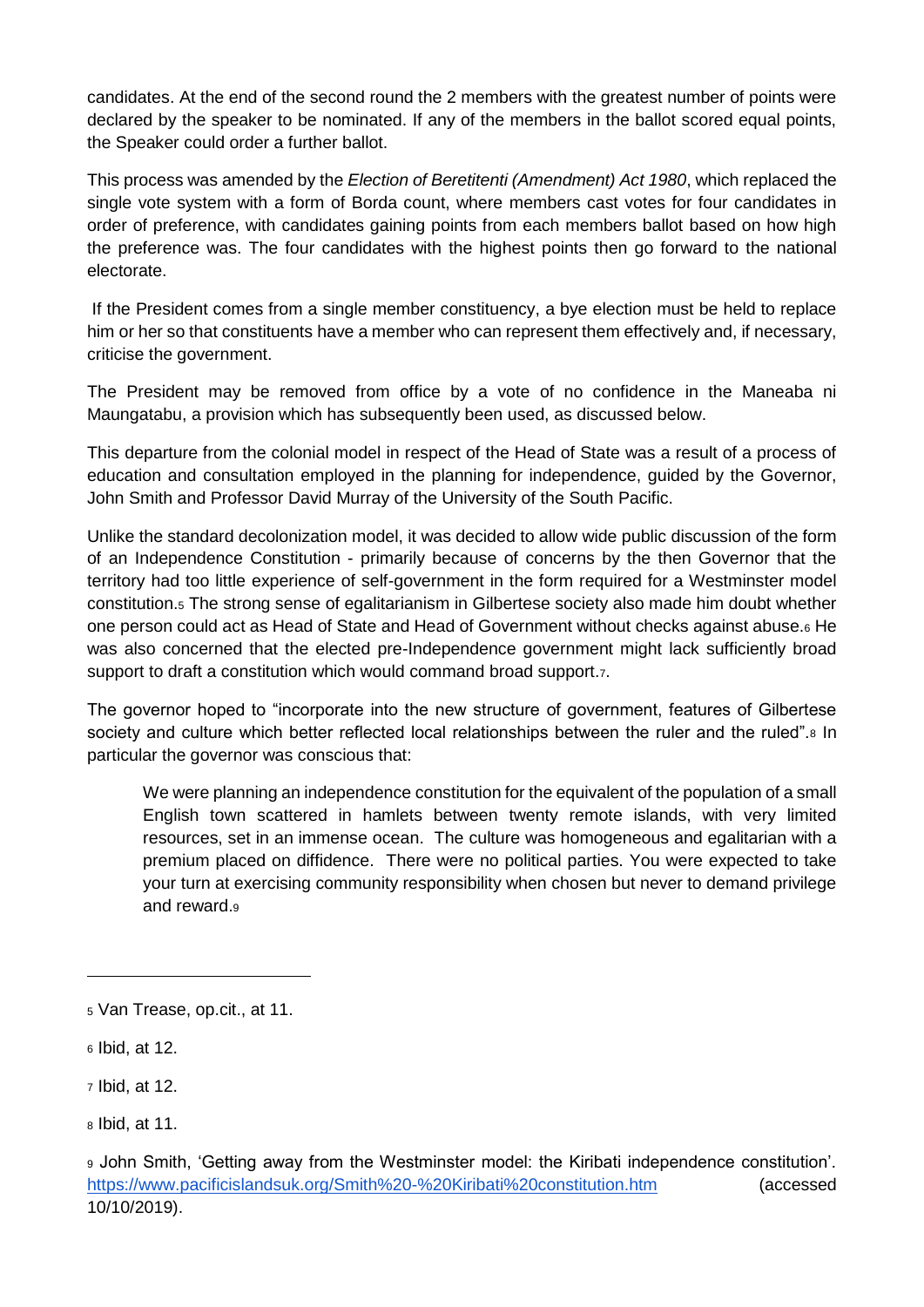candidates. At the end of the second round the 2 members with the greatest number of points were declared by the speaker to be nominated. If any of the members in the ballot scored equal points, the Speaker could order a further ballot.

This process was amended by the *Election of Beretitenti (Amendment) Act 1980*, which replaced the single vote system with a form of Borda count, where members cast votes for four candidates in order of preference, with candidates gaining points from each members ballot based on how high the preference was. The four candidates with the highest points then go forward to the national electorate.

If the President comes from a single member constituency, a bye election must be held to replace him or her so that constituents have a member who can represent them effectively and, if necessary, criticise the government.

The President may be removed from office by a vote of no confidence in the Maneaba ni Maungatabu, a provision which has subsequently been used, as discussed below.

This departure from the colonial model in respect of the Head of State was a result of a process of education and consultation employed in the planning for independence, guided by the Governor, John Smith and Professor David Murray of the University of the South Pacific.

Unlike the standard decolonization model, it was decided to allow wide public discussion of the form of an Independence Constitution - primarily because of concerns by the then Governor that the territory had too little experience of self-government in the form required for a Westminster model constitution.[5] The strong sense of egalitarianism in Gilbertese society also made him doubt whether one person could act as Head of State and Head of Government without checks against abuse.[6] He was also concerned that the elected pre-Independence government might lack sufficiently broad support to draft a constitution which would command broad support.[7].

The governor hoped to "incorporate into the new structure of government, features of Gilbertese society and culture which better reflected local relationships between the ruler and the ruled".[8] In particular the governor was conscious that:

> We were planning an independence constitution for the equivalent of the population of a small English town scattered in hamlets between twenty remote islands, with very limited resources, set in an immense ocean. The culture was homogeneous and egalitarian with a premium placed on diffidence. There were no political parties. You were expected to take your turn at exercising community responsibility when chosen but never to demand privilege and reward.[9]

---

[5] Van Trease, op.cit., at 11.

[6] Ibid, at 12.

[7] Ibid, at 12.

[8] Ibid, at 11.

[9] John Smith, 'Getting away from the Westminster model: the Kiribati independence constitution'. https://www.pacificislandsuk.org/Smith%20-%20Kiribati%20constitution.htm (accessed 10/10/2019).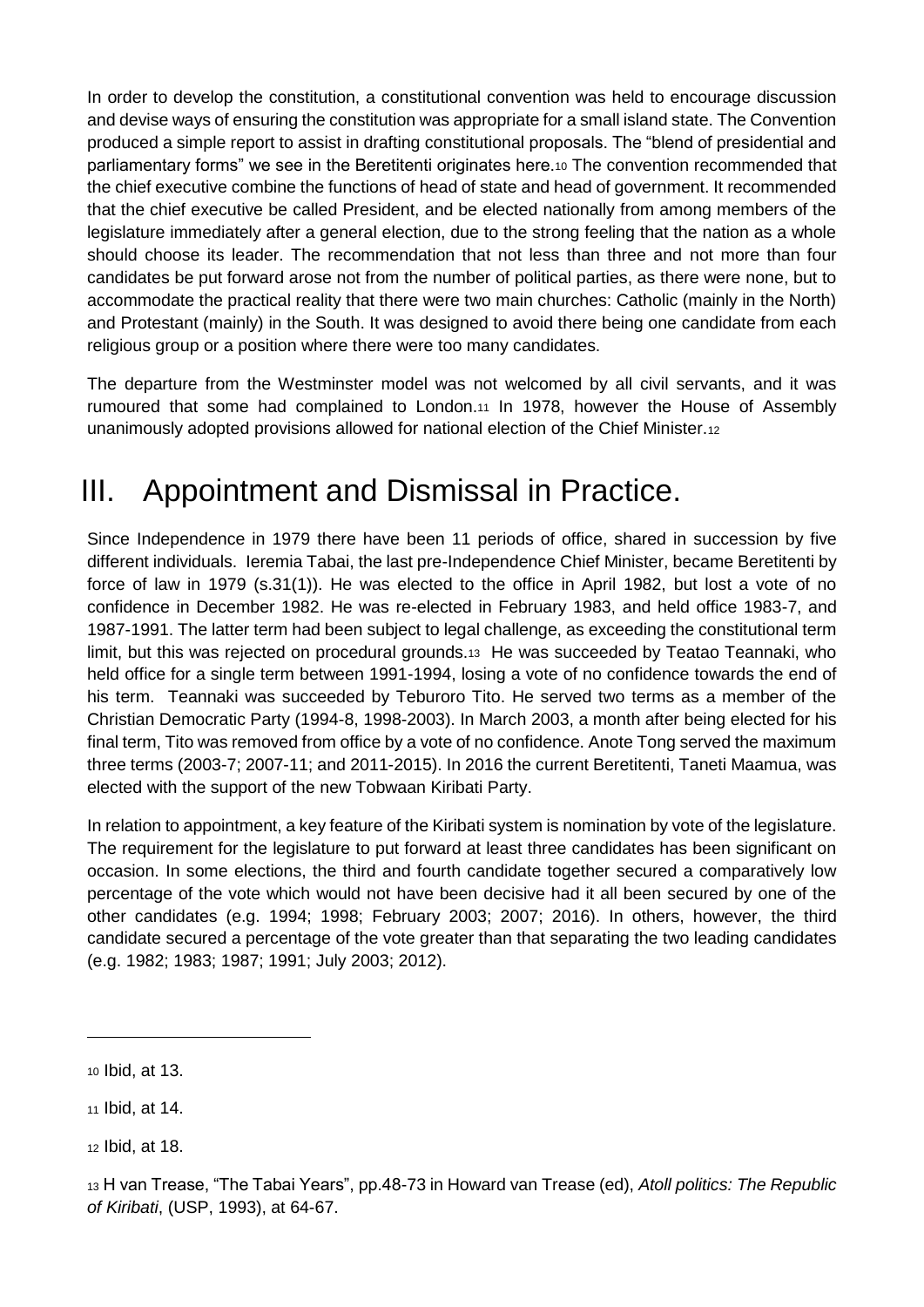In order to develop the constitution, a constitutional convention was held to encourage discussion and devise ways of ensuring the constitution was appropriate for a small island state. The Convention produced a simple report to assist in drafting constitutional proposals. The "blend of presidential and parliamentary forms" we see in the Beretitenti originates here.[10] The convention recommended that the chief executive combine the functions of head of state and head of government. It recommended that the chief executive be called President, and be elected nationally from among members of the legislature immediately after a general election, due to the strong feeling that the nation as a whole should choose its leader. The recommendation that not less than three and not more than four candidates be put forward arose not from the number of political parties, as there were none, but to accommodate the practical reality that there were two main churches: Catholic (mainly in the North) and Protestant (mainly) in the South. It was designed to avoid there being one candidate from each religious group or a position where there were too many candidates.

The departure from the Westminster model was not welcomed by all civil servants, and it was rumoured that some had complained to London.[11] In 1978, however the House of Assembly unanimously adopted provisions allowed for national election of the Chief Minister.[12]

# III. Appointment and Dismissal in Practice.

Since Independence in 1979 there have been 11 periods of office, shared in succession by five different individuals. Ieremia Tabai, the last pre-Independence Chief Minister, became Beretitenti by force of law in 1979 (s.31(1)). He was elected to the office in April 1982, but lost a vote of no confidence in December 1982. He was re-elected in February 1983, and held office 1983-7, and 1987-1991. The latter term had been subject to legal challenge, as exceeding the constitutional term limit, but this was rejected on procedural grounds.[13] He was succeeded by Teatao Teannaki, who held office for a single term between 1991-1994, losing a vote of no confidence towards the end of his term. Teannaki was succeeded by Teburoro Tito. He served two terms as a member of the Christian Democratic Party (1994-8, 1998-2003). In March 2003, a month after being elected for his final term, Tito was removed from office by a vote of no confidence. Anote Tong served the maximum three terms (2003-7; 2007-11; and 2011-2015). In 2016 the current Beretitenti, Taneti Maamua, was elected with the support of the new Tobwaan Kiribati Party.

In relation to appointment, a key feature of the Kiribati system is nomination by vote of the legislature. The requirement for the legislature to put forward at least three candidates has been significant on occasion. In some elections, the third and fourth candidate together secured a comparatively low percentage of the vote which would not have been decisive had it all been secured by one of the other candidates (e.g. 1994; 1998; February 2003; 2007; 2016). In others, however, the third candidate secured a percentage of the vote greater than that separating the two leading candidates (e.g. 1982; 1983; 1987; 1991; July 2003; 2012).

---

[10] Ibid, at 13.

[11] Ibid, at 14.

[12] Ibid, at 18.

[13] H van Trease, "The Tabai Years", pp.48-73 in Howard van Trease (ed), *Atoll politics: The Republic of Kiribati*, (USP, 1993), at 64-67.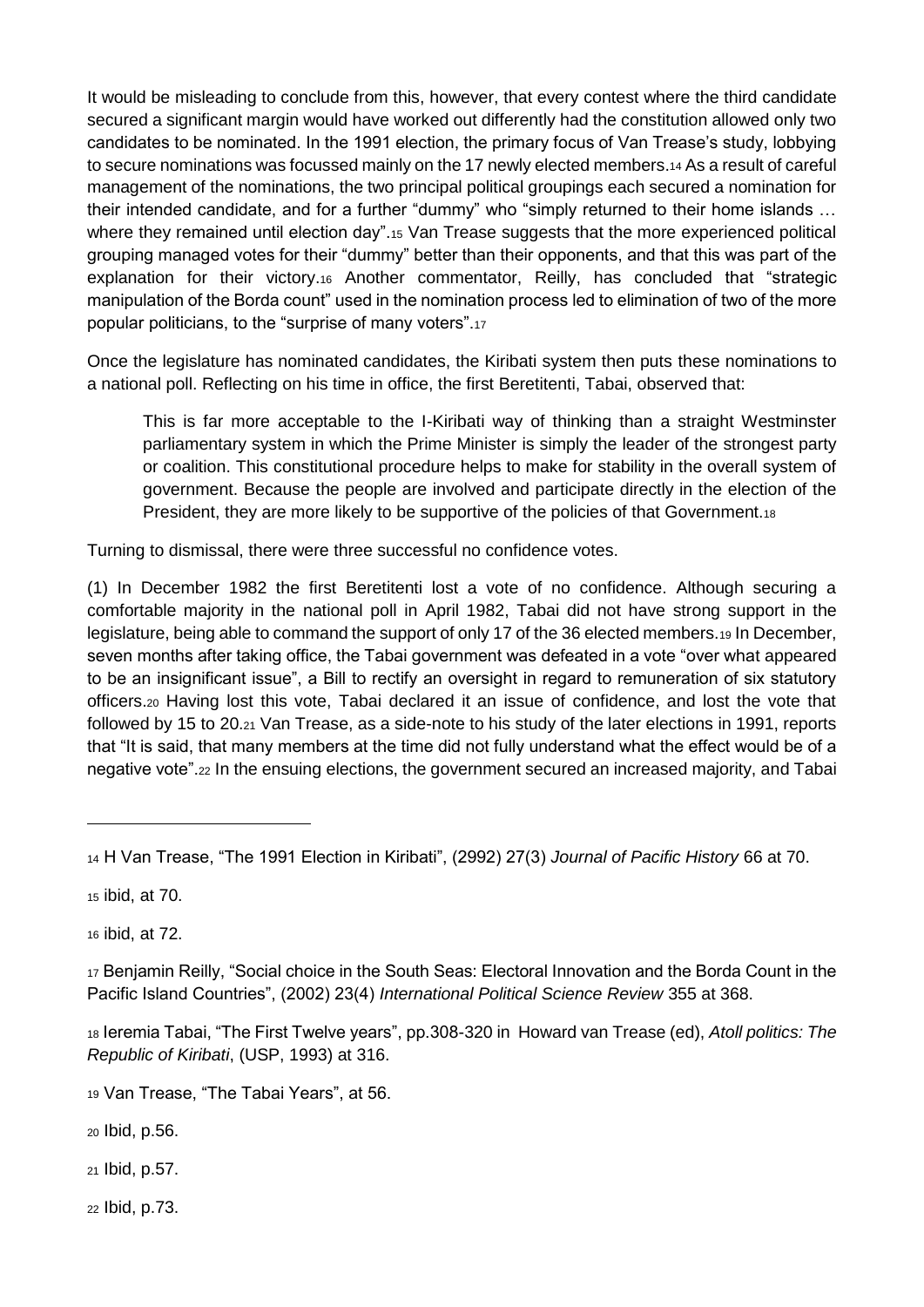It would be misleading to conclude from this, however, that every contest where the third candidate secured a significant margin would have worked out differently had the constitution allowed only two candidates to be nominated. In the 1991 election, the primary focus of Van Trease's study, lobbying to secure nominations was focussed mainly on the 17 newly elected members.[14] As a result of careful management of the nominations, the two principal political groupings each secured a nomination for their intended candidate, and for a further "dummy" who "simply returned to their home islands … where they remained until election day".[15] Van Trease suggests that the more experienced political grouping managed votes for their "dummy" better than their opponents, and that this was part of the explanation for their victory.[16] Another commentator, Reilly, has concluded that "strategic manipulation of the Borda count" used in the nomination process led to elimination of two of the more popular politicians, to the "surprise of many voters".[17]

Once the legislature has nominated candidates, the Kiribati system then puts these nominations to a national poll. Reflecting on his time in office, the first Beretitenti, Tabai, observed that:

> This is far more acceptable to the I-Kiribati way of thinking than a straight Westminster parliamentary system in which the Prime Minister is simply the leader of the strongest party or coalition. This constitutional procedure helps to make for stability in the overall system of government. Because the people are involved and participate directly in the election of the President, they are more likely to be supportive of the policies of that Government.[18]

Turning to dismissal, there were three successful no confidence votes.

(1) In December 1982 the first Beretitenti lost a vote of no confidence. Although securing a comfortable majority in the national poll in April 1982, Tabai did not have strong support in the legislature, being able to command the support of only 17 of the 36 elected members.[19] In December, seven months after taking office, the Tabai government was defeated in a vote "over what appeared to be an insignificant issue", a Bill to rectify an oversight in regard to remuneration of six statutory officers.[20] Having lost this vote, Tabai declared it an issue of confidence, and lost the vote that followed by 15 to 20.[21] Van Trease, as a side-note to his study of the later elections in 1991, reports that "It is said, that many members at the time did not fully understand what the effect would be of a negative vote".[22] In the ensuing elections, the government secured an increased majority, and Tabai

---

[14] H Van Trease, "The 1991 Election in Kiribati", (2992) 27(3) *Journal of Pacific History* 66 at 70.

[15] ibid, at 70.

[16] ibid, at 72.

[17] Benjamin Reilly, "Social choice in the South Seas: Electoral Innovation and the Borda Count in the Pacific Island Countries", (2002) 23(4) *International Political Science Review* 355 at 368.

[18] Ieremia Tabai, "The First Twelve years", pp.308-320 in Howard van Trease (ed), *Atoll politics: The Republic of Kiribati*, (USP, 1993) at 316.

[19] Van Trease, "The Tabai Years", at 56.

[20] Ibid, p.56.

[21] Ibid, p.57.

[22] Ibid, p.73.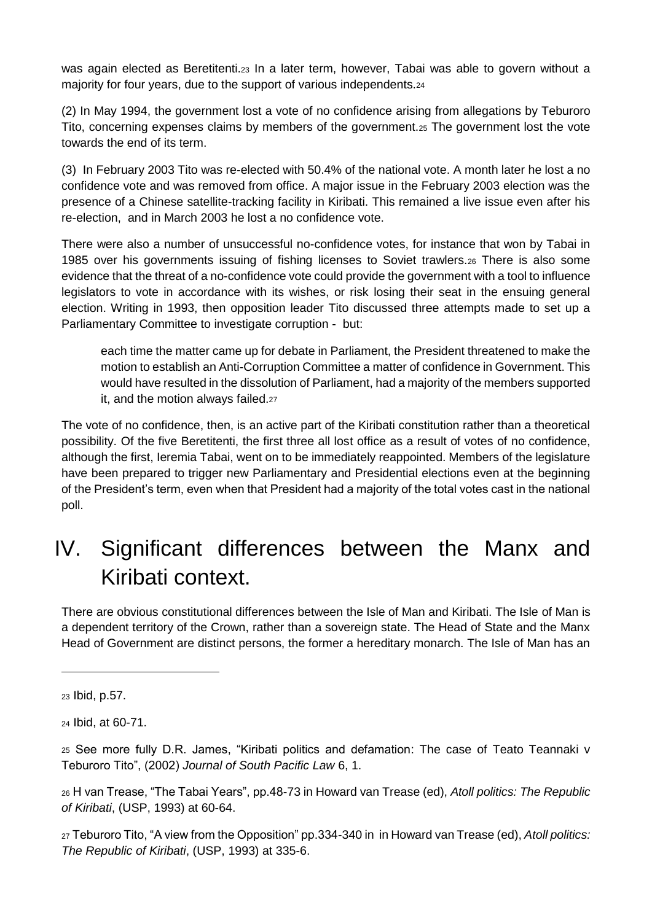was again elected as Beretitenti.[23] In a later term, however, Tabai was able to govern without a majority for four years, due to the support of various independents.[24]

(2) In May 1994, the government lost a vote of no confidence arising from allegations by Teburoro Tito, concerning expenses claims by members of the government.[25] The government lost the vote towards the end of its term.

(3) In February 2003 Tito was re-elected with 50.4% of the national vote. A month later he lost a no confidence vote and was removed from office. A major issue in the February 2003 election was the presence of a Chinese satellite-tracking facility in Kiribati. This remained a live issue even after his re-election, and in March 2003 he lost a no confidence vote.

There were also a number of unsuccessful no-confidence votes, for instance that won by Tabai in 1985 over his governments issuing of fishing licenses to Soviet trawlers.[26] There is also some evidence that the threat of a no-confidence vote could provide the government with a tool to influence legislators to vote in accordance with its wishes, or risk losing their seat in the ensuing general election. Writing in 1993, then opposition leader Tito discussed three attempts made to set up a Parliamentary Committee to investigate corruption - but:

> each time the matter came up for debate in Parliament, the President threatened to make the motion to establish an Anti-Corruption Committee a matter of confidence in Government. This would have resulted in the dissolution of Parliament, had a majority of the members supported it, and the motion always failed.[27]

The vote of no confidence, then, is an active part of the Kiribati constitution rather than a theoretical possibility. Of the five Beretitenti, the first three all lost office as a result of votes of no confidence, although the first, Ieremia Tabai, went on to be immediately reappointed. Members of the legislature have been prepared to trigger new Parliamentary and Presidential elections even at the beginning of the President's term, even when that President had a majority of the total votes cast in the national poll.

# IV. Significant differences between the Manx and Kiribati context.

There are obvious constitutional differences between the Isle of Man and Kiribati. The Isle of Man is a dependent territory of the Crown, rather than a sovereign state. The Head of State and the Manx Head of Government are distinct persons, the former a hereditary monarch. The Isle of Man has an

---

[23] Ibid, p.57.

[24] Ibid, at 60-71.

[25] See more fully D.R. James, "Kiribati politics and defamation: The case of Teato Teannaki v Teburoro Tito", (2002) *Journal of South Pacific Law* 6, 1.

[26] H van Trease, "The Tabai Years", pp.48-73 in Howard van Trease (ed), *Atoll politics: The Republic of Kiribati*, (USP, 1993) at 60-64.

[27] Teburoro Tito, "A view from the Opposition" pp.334-340 in in Howard van Trease (ed), *Atoll politics: The Republic of Kiribati*, (USP, 1993) at 335-6.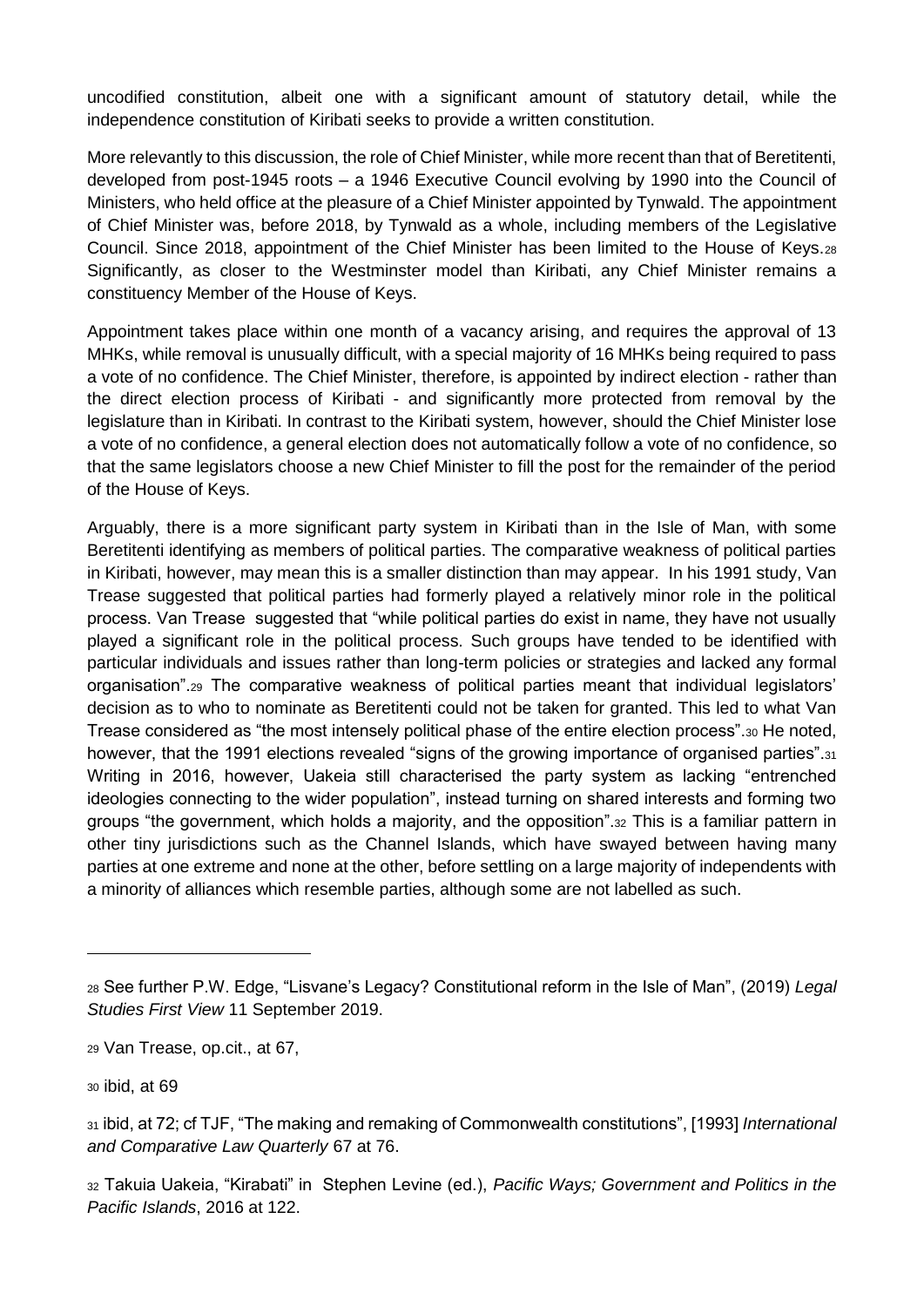uncodified constitution, albeit one with a significant amount of statutory detail, while the independence constitution of Kiribati seeks to provide a written constitution.

More relevantly to this discussion, the role of Chief Minister, while more recent than that of Beretitenti, developed from post-1945 roots – a 1946 Executive Council evolving by 1990 into the Council of Ministers, who held office at the pleasure of a Chief Minister appointed by Tynwald. The appointment of Chief Minister was, before 2018, by Tynwald as a whole, including members of the Legislative Council. Since 2018, appointment of the Chief Minister has been limited to the House of Keys.[28] Significantly, as closer to the Westminster model than Kiribati, any Chief Minister remains a constituency Member of the House of Keys.

Appointment takes place within one month of a vacancy arising, and requires the approval of 13 MHKs, while removal is unusually difficult, with a special majority of 16 MHKs being required to pass a vote of no confidence. The Chief Minister, therefore, is appointed by indirect election - rather than the direct election process of Kiribati - and significantly more protected from removal by the legislature than in Kiribati. In contrast to the Kiribati system, however, should the Chief Minister lose a vote of no confidence, a general election does not automatically follow a vote of no confidence, so that the same legislators choose a new Chief Minister to fill the post for the remainder of the period of the House of Keys.

Arguably, there is a more significant party system in Kiribati than in the Isle of Man, with some Beretitenti identifying as members of political parties. The comparative weakness of political parties in Kiribati, however, may mean this is a smaller distinction than may appear. In his 1991 study, Van Trease suggested that political parties had formerly played a relatively minor role in the political process. Van Trease suggested that "while political parties do exist in name, they have not usually played a significant role in the political process. Such groups have tended to be identified with particular individuals and issues rather than long-term policies or strategies and lacked any formal organisation".[29] The comparative weakness of political parties meant that individual legislators' decision as to who to nominate as Beretitenti could not be taken for granted. This led to what Van Trease considered as "the most intensely political phase of the entire election process".[30] He noted, however, that the 1991 elections revealed "signs of the growing importance of organised parties".[31] Writing in 2016, however, Uakeia still characterised the party system as lacking "entrenched ideologies connecting to the wider population", instead turning on shared interests and forming two groups "the government, which holds a majority, and the opposition".[32] This is a familiar pattern in other tiny jurisdictions such as the Channel Islands, which have swayed between having many parties at one extreme and none at the other, before settling on a large majority of independents with a minority of alliances which resemble parties, although some are not labelled as such.

---

[28] See further P.W. Edge, "Lisvane's Legacy? Constitutional reform in the Isle of Man", (2019) *Legal Studies First View* 11 September 2019.

[29] Van Trease, op.cit., at 67,

[30] ibid, at 69

[31] ibid, at 72; cf TJF, "The making and remaking of Commonwealth constitutions", [1993] *International and Comparative Law Quarterly* 67 at 76.

[32] Takuia Uakeia, "Kirabati" in Stephen Levine (ed.), *Pacific Ways; Government and Politics in the Pacific Islands*, 2016 at 122.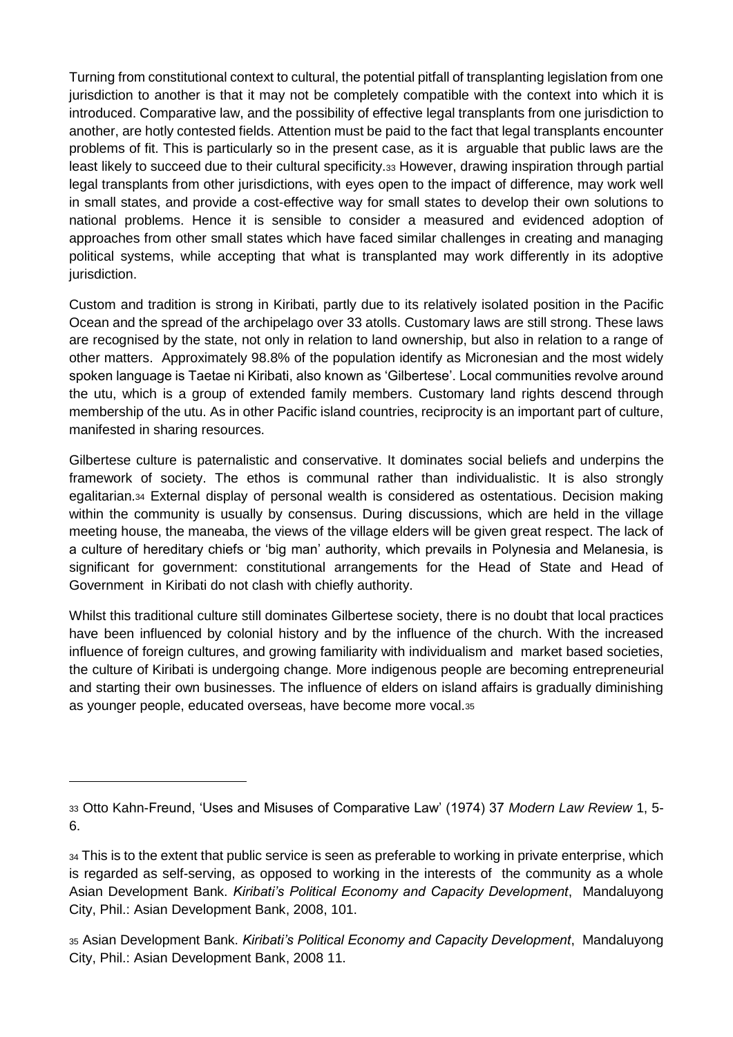Turning from constitutional context to cultural, the potential pitfall of transplanting legislation from one jurisdiction to another is that it may not be completely compatible with the context into which it is introduced. Comparative law, and the possibility of effective legal transplants from one jurisdiction to another, are hotly contested fields. Attention must be paid to the fact that legal transplants encounter problems of fit. This is particularly so in the present case, as it is arguable that public laws are the least likely to succeed due to their cultural specificity.[33] However, drawing inspiration through partial legal transplants from other jurisdictions, with eyes open to the impact of difference, may work well in small states, and provide a cost-effective way for small states to develop their own solutions to national problems. Hence it is sensible to consider a measured and evidenced adoption of approaches from other small states which have faced similar challenges in creating and managing political systems, while accepting that what is transplanted may work differently in its adoptive jurisdiction.

Custom and tradition is strong in Kiribati, partly due to its relatively isolated position in the Pacific Ocean and the spread of the archipelago over 33 atolls. Customary laws are still strong. These laws are recognised by the state, not only in relation to land ownership, but also in relation to a range of other matters. Approximately 98.8% of the population identify as Micronesian and the most widely spoken language is Taetae ni Kiribati, also known as 'Gilbertese'. Local communities revolve around the utu, which is a group of extended family members. Customary land rights descend through membership of the utu. As in other Pacific island countries, reciprocity is an important part of culture, manifested in sharing resources.

Gilbertese culture is paternalistic and conservative. It dominates social beliefs and underpins the framework of society. The ethos is communal rather than individualistic. It is also strongly egalitarian.[34] External display of personal wealth is considered as ostentatious. Decision making within the community is usually by consensus. During discussions, which are held in the village meeting house, the maneaba, the views of the village elders will be given great respect. The lack of a culture of hereditary chiefs or 'big man' authority, which prevails in Polynesia and Melanesia, is significant for government: constitutional arrangements for the Head of State and Head of Government in Kiribati do not clash with chiefly authority.

Whilst this traditional culture still dominates Gilbertese society, there is no doubt that local practices have been influenced by colonial history and by the influence of the church. With the increased influence of foreign cultures, and growing familiarity with individualism and market based societies, the culture of Kiribati is undergoing change. More indigenous people are becoming entrepreneurial and starting their own businesses. The influence of elders on island affairs is gradually diminishing as younger people, educated overseas, have become more vocal.[35]

---

[33] Otto Kahn-Freund, 'Uses and Misuses of Comparative Law' (1974) 37 *Modern Law Review* 1, 5-6.

[34] This is to the extent that public service is seen as preferable to working in private enterprise, which is regarded as self-serving, as opposed to working in the interests of the community as a whole Asian Development Bank. *Kiribati's Political Economy and Capacity Development*, Mandaluyong City, Phil.: Asian Development Bank, 2008, 101.

[35] Asian Development Bank. *Kiribati's Political Economy and Capacity Development*, Mandaluyong City, Phil.: Asian Development Bank, 2008 11.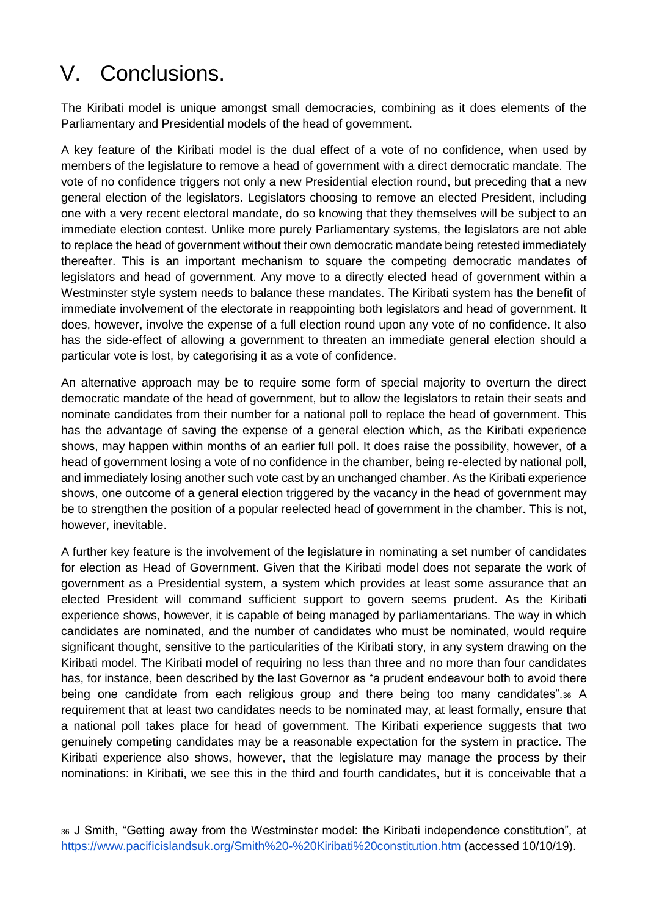# V. Conclusions.

The Kiribati model is unique amongst small democracies, combining as it does elements of the Parliamentary and Presidential models of the head of government.

A key feature of the Kiribati model is the dual effect of a vote of no confidence, when used by members of the legislature to remove a head of government with a direct democratic mandate. The vote of no confidence triggers not only a new Presidential election round, but preceding that a new general election of the legislators. Legislators choosing to remove an elected President, including one with a very recent electoral mandate, do so knowing that they themselves will be subject to an immediate election contest. Unlike more purely Parliamentary systems, the legislators are not able to replace the head of government without their own democratic mandate being retested immediately thereafter. This is an important mechanism to square the competing democratic mandates of legislators and head of government. Any move to a directly elected head of government within a Westminster style system needs to balance these mandates. The Kiribati system has the benefit of immediate involvement of the electorate in reappointing both legislators and head of government. It does, however, involve the expense of a full election round upon any vote of no confidence. It also has the side-effect of allowing a government to threaten an immediate general election should a particular vote is lost, by categorising it as a vote of confidence.

An alternative approach may be to require some form of special majority to overturn the direct democratic mandate of the head of government, but to allow the legislators to retain their seats and nominate candidates from their number for a national poll to replace the head of government. This has the advantage of saving the expense of a general election which, as the Kiribati experience shows, may happen within months of an earlier full poll. It does raise the possibility, however, of a head of government losing a vote of no confidence in the chamber, being re-elected by national poll, and immediately losing another such vote cast by an unchanged chamber. As the Kiribati experience shows, one outcome of a general election triggered by the vacancy in the head of government may be to strengthen the position of a popular reelected head of government in the chamber. This is not, however, inevitable.

A further key feature is the involvement of the legislature in nominating a set number of candidates for election as Head of Government. Given that the Kiribati model does not separate the work of government as a Presidential system, a system which provides at least some assurance that an elected President will command sufficient support to govern seems prudent. As the Kiribati experience shows, however, it is capable of being managed by parliamentarians. The way in which candidates are nominated, and the number of candidates who must be nominated, would require significant thought, sensitive to the particularities of the Kiribati story, in any system drawing on the Kiribati model. The Kiribati model of requiring no less than three and no more than four candidates has, for instance, been described by the last Governor as "a prudent endeavour both to avoid there being one candidate from each religious group and there being too many candidates".[36] A requirement that at least two candidates needs to be nominated may, at least formally, ensure that a national poll takes place for head of government. The Kiribati experience suggests that two genuinely competing candidates may be a reasonable expectation for the system in practice. The Kiribati experience also shows, however, that the legislature may manage the process by their nominations: in Kiribati, we see this in the third and fourth candidates, but it is conceivable that a

[36] J Smith, "Getting away from the Westminster model: the Kiribati independence constitution", at https://www.pacificislandsuk.org/Smith%20-%20Kiribati%20constitution.htm (accessed 10/10/19).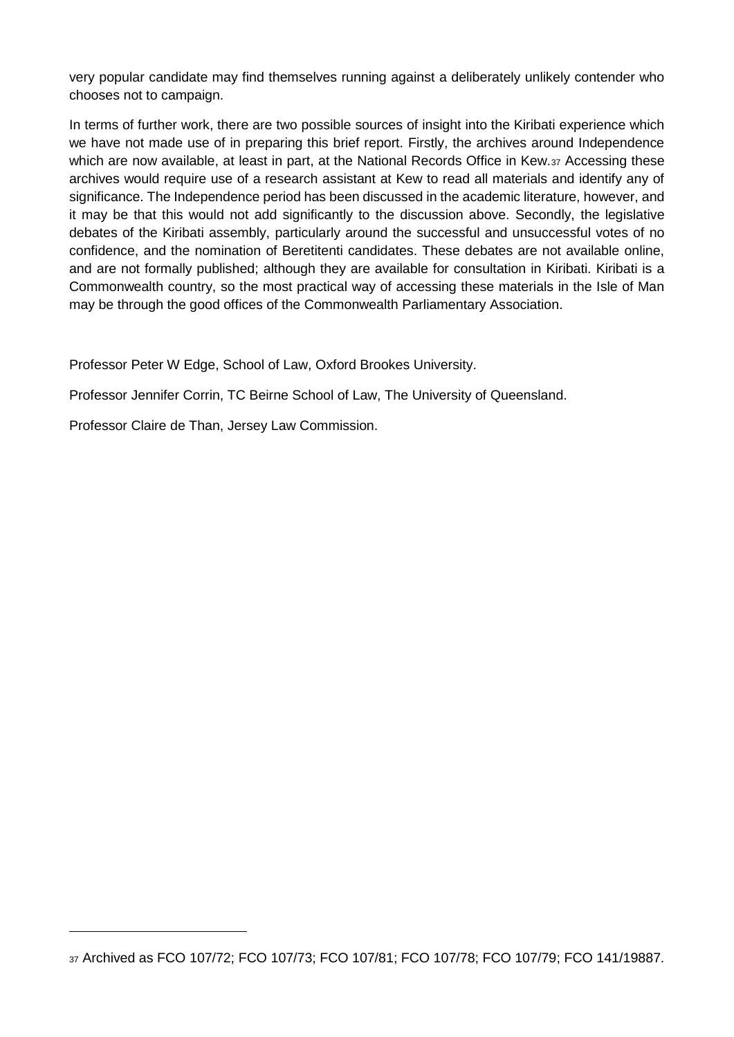very popular candidate may find themselves running against a deliberately unlikely contender who chooses not to campaign.

In terms of further work, there are two possible sources of insight into the Kiribati experience which we have not made use of in preparing this brief report. Firstly, the archives around Independence which are now available, at least in part, at the National Records Office in Kew.[37] Accessing these archives would require use of a research assistant at Kew to read all materials and identify any of significance. The Independence period has been discussed in the academic literature, however, and it may be that this would not add significantly to the discussion above. Secondly, the legislative debates of the Kiribati assembly, particularly around the successful and unsuccessful votes of no confidence, and the nomination of Beretitenti candidates. These debates are not available online, and are not formally published; although they are available for consultation in Kiribati. Kiribati is a Commonwealth country, so the most practical way of accessing these materials in the Isle of Man may be through the good offices of the Commonwealth Parliamentary Association.

Professor Peter W Edge, School of Law, Oxford Brookes University.

Professor Jennifer Corrin, TC Beirne School of Law, The University of Queensland.

Professor Claire de Than, Jersey Law Commission.

---

[37] Archived as FCO 107/72; FCO 107/73; FCO 107/81; FCO 107/78; FCO 107/79; FCO 141/19887.